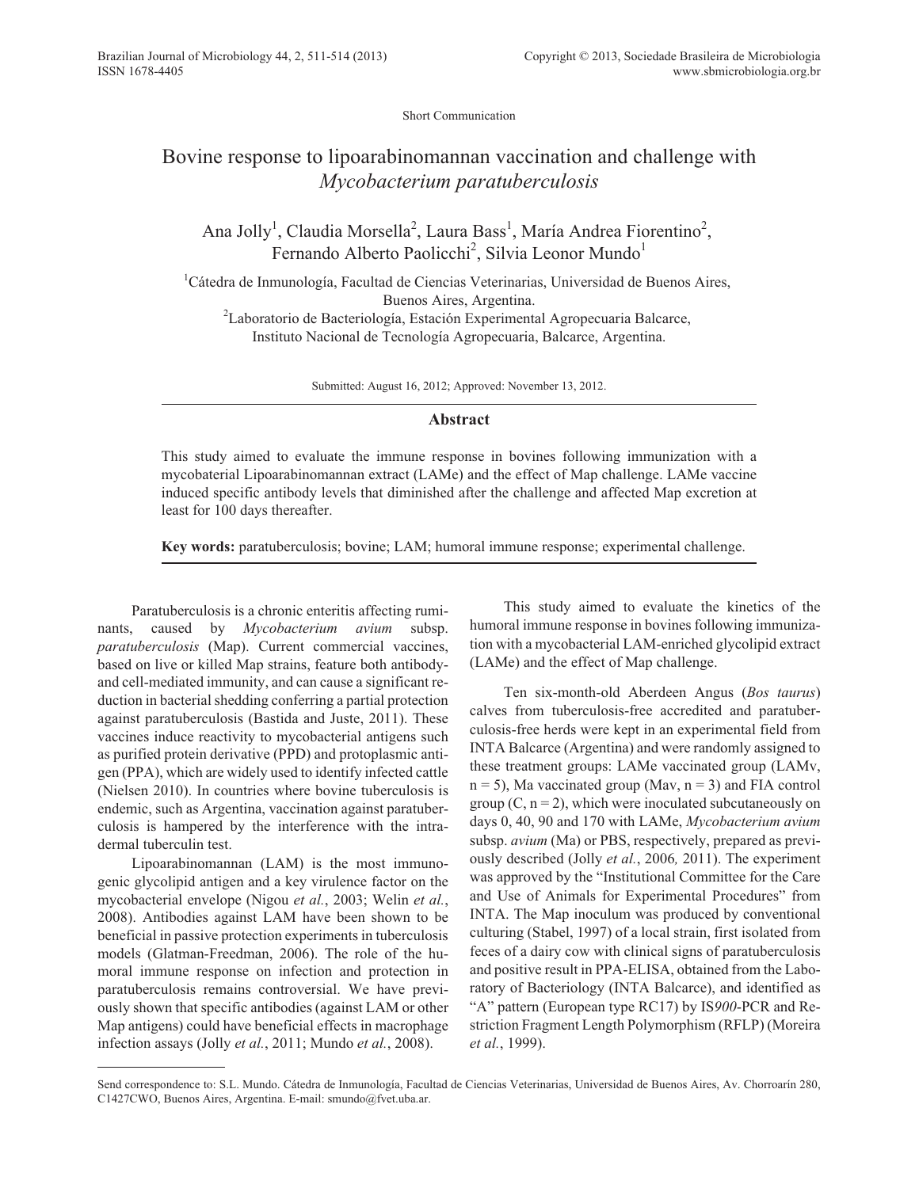Short Communication

# Bovine response to lipoarabinomannan vaccination and challenge with *Mycobacterium paratuberculosis*

Ana Jolly[1], Claudia Morsella[2], Laura Bass[1], María Andrea Fiorentino[2], Fernando Alberto Paolicchi[2], Silvia Leonor Mundo[1]

[1]Cátedra de Inmunología, Facultad de Ciencias Veterinarias, Universidad de Buenos Aires, Buenos Aires, Argentina.
[2]Laboratorio de Bacteriología, Estación Experimental Agropecuaria Balcarce, Instituto Nacional de Tecnología Agropecuaria, Balcarce, Argentina.

Submitted: August 16, 2012; Approved: November 13, 2012.

## Abstract

This study aimed to evaluate the immune response in bovines following immunization with a mycobaterial Lipoarabinomannan extract (LAMe) and the effect of Map challenge. LAMe vaccine induced specific antibody levels that diminished after the challenge and affected Map excretion at least for 100 days thereafter.

**Key words:** paratuberculosis; bovine; LAM; humoral immune response; experimental challenge.

Paratuberculosis is a chronic enteritis affecting ruminants, caused by *Mycobacterium avium* subsp. *paratuberculosis* (Map). Current commercial vaccines, based on live or killed Map strains, feature both antibody- and cell-mediated immunity, and can cause a significant reduction in bacterial shedding conferring a partial protection against paratuberculosis (Bastida and Juste, 2011). These vaccines induce reactivity to mycobacterial antigens such as purified protein derivative (PPD) and protoplasmic antigen (PPA), which are widely used to identify infected cattle (Nielsen 2010). In countries where bovine tuberculosis is endemic, such as Argentina, vaccination against paratuberculosis is hampered by the interference with the intradermal tuberculin test.

Lipoarabinomannan (LAM) is the most immunogenic glycolipid antigen and a key virulence factor on the mycobacterial envelope (Nigou *et al.*, 2003; Welin *et al.*, 2008). Antibodies against LAM have been shown to be beneficial in passive protection experiments in tuberculosis models (Glatman-Freedman, 2006). The role of the humoral immune response on infection and protection in paratuberculosis remains controversial. We have previously shown that specific antibodies (against LAM or other Map antigens) could have beneficial effects in macrophage infection assays (Jolly *et al.*, 2011; Mundo *et al.*, 2008).

This study aimed to evaluate the kinetics of the humoral immune response in bovines following immunization with a mycobacterial LAM-enriched glycolipid extract (LAMe) and the effect of Map challenge.

Ten six-month-old Aberdeen Angus (*Bos taurus*) calves from tuberculosis-free accredited and paratuberculosis-free herds were kept in an experimental field from INTA Balcarce (Argentina) and were randomly assigned to these treatment groups: LAMe vaccinated group (LAMv, n = 5), Ma vaccinated group (Mav, n = 3) and FIA control group (C, n = 2), which were inoculated subcutaneously on days 0, 40, 90 and 170 with LAMe, *Mycobacterium avium* subsp. *avium* (Ma) or PBS, respectively, prepared as previously described (Jolly *et al.*, 2006*,* 2011). The experiment was approved by the "Institutional Committee for the Care and Use of Animals for Experimental Procedures" from INTA. The Map inoculum was produced by conventional culturing (Stabel, 1997) of a local strain, first isolated from feces of a dairy cow with clinical signs of paratuberculosis and positive result in PPA-ELISA, obtained from the Laboratory of Bacteriology (INTA Balcarce), and identified as "A" pattern (European type RC17) by IS*900*-PCR and Restriction Fragment Length Polymorphism (RFLP) (Moreira *et al.*, 1999).

Send correspondence to: S.L. Mundo. Cátedra de Inmunología, Facultad de Ciencias Veterinarias, Universidad de Buenos Aires, Av. Chorroarín 280, C1427CWO, Buenos Aires, Argentina. E-mail: smundo@fvet.uba.ar.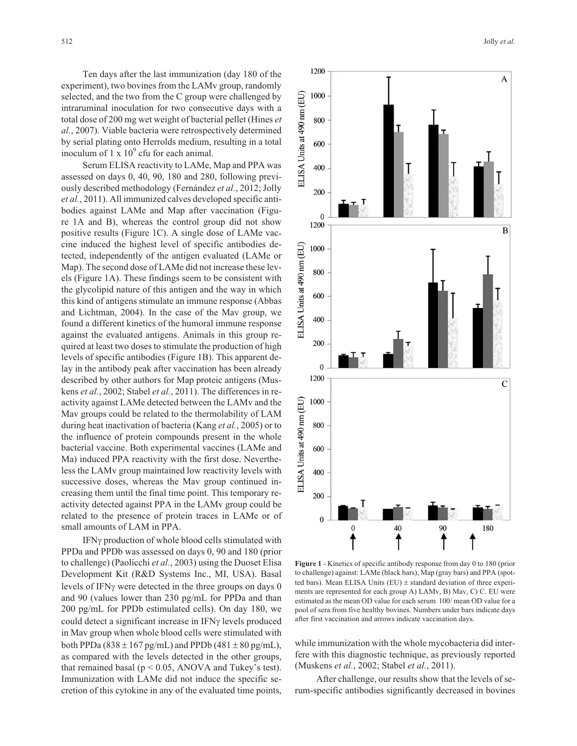Ten days after the last immunization (day 180 of the experiment), two bovines from the LAMv group, randomly selected, and the two from the C group were challenged by intraruminal inoculation for two consecutive days with a total dose of 200 mg wet weight of bacterial pellet (Hines *et al.*, 2007). Viable bacteria were retrospectively determined by serial plating onto Herrolds medium, resulting in a total inoculum of 1 x $10^9$ cfu for each animal.

Serum ELISA reactivity to LAMe, Map and PPA was assessed on days 0, 40, 90, 180 and 280, following previously described methodology (Fernández *et al.*, 2012; Jolly *et al.*, 2011). All immunized calves developed specific antibodies against LAMe and Map after vaccination (Figure 1A and B), whereas the control group did not show positive results (Figure 1C). A single dose of LAMe vaccine induced the highest level of specific antibodies detected, independently of the antigen evaluated (LAMe or Map). The second dose of LAMe did not increase these levels (Figure 1A). These findings seem to be consistent with the glycolipid nature of this antigen and the way in which this kind of antigens stimulate an immune response (Abbas and Lichtman, 2004). In the case of the Mav group, we found a different kinetics of the humoral immune response against the evaluated antigens. Animals in this group required at least two doses to stimulate the production of high levels of specific antibodies (Figure 1B). This apparent delay in the antibody peak after vaccination has been already described by other authors for Map proteic antigens (Muskens *et al.*, 2002; Stabel *et al.*, 2011). The differences in reactivity against LAMe detected between the LAMv and the Mav groups could be related to the thermolability of LAM during heat inactivation of bacteria (Kang *et al.*, 2005) or to the influence of protein compounds present in the whole bacterial vaccine. Both experimental vaccines (LAMe and Ma) induced PPA reactivity with the first dose. Nevertheless the LAMv group maintained low reactivity levels with successive doses, whereas the Mav group continued increasing them until the final time point. This temporary reactivity detected against PPA in the LAMv group could be related to the presence of protein traces in LAMe or of small amounts of LAM in PPA.

IFNγ production of whole blood cells stimulated with PPDa and PPDb was assessed on days 0, 90 and 180 (prior to challenge) (Paolicchi *et al.*, 2003) using the Duoset Elisa Development Kit (R&D Systems Inc., MI, USA). Basal levels of IFNγ were detected in the three groups on days 0 and 90 (values lower than 230 pg/mL for PPDa and than 200 pg/mL for PPDb estimulated cells). On day 180, we could detect a significant increase in IFNγ levels produced in Mav group when whole blood cells were stimulated with both PPDa (838 ± 167 pg/mL) and PPDb (481 ± 80 pg/mL), as compared with the levels detected in the other groups, that remained basal ($p < 0.05$, ANOVA and Tukey's test). Immunization with LAMe did not induce the specific secretion of this cytokine in any of the evaluated time points, while immunization with the whole mycobacteria did interfere with this diagnostic technique, as previously reported (Muskens *et al.*, 2002; Stabel *et al.*, 2011).

After challenge, our results show that the levels of serum-specific antibodies significantly decreased in bovines

**Figure 1** - Kinetics of specific antibody response from day 0 to 180 (prior to challenge) against: LAMe (black bars), Map (gray bars) and PPA (spotted bars). Mean ELISA Units (EU) ± standard deviation of three experiments are represented for each group A) LAMv, B) Mav, C) C. EU were estimated as the mean OD value for each serum 100/ mean OD value for a pool of sera from five healthy bovines. Numbers under bars indicate days after first vaccination and arrows indicate vaccination days.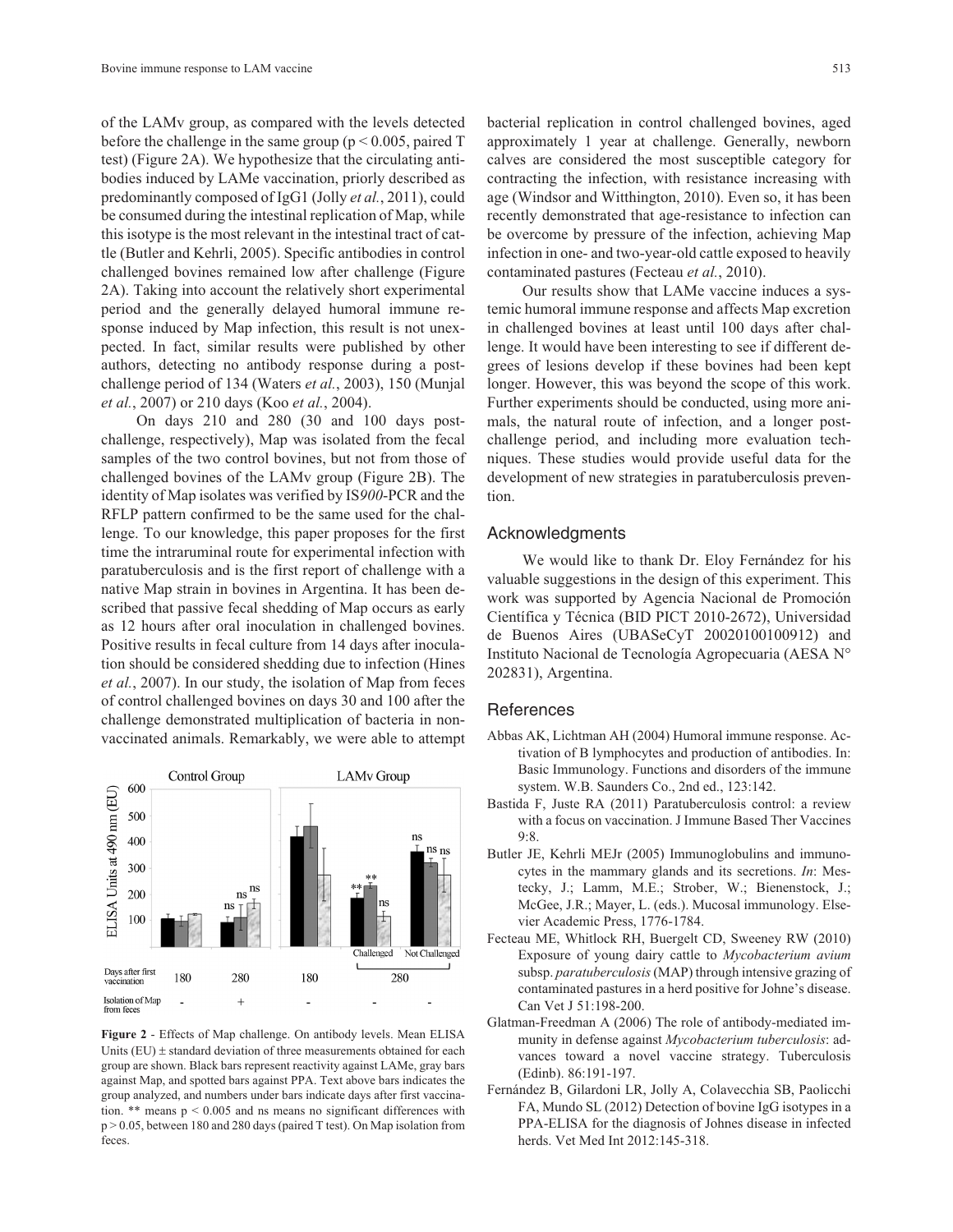of the LAMv group, as compared with the levels detected before the challenge in the same group ($p < 0.005$, paired T test) (Figure 2A). We hypothesize that the circulating antibodies induced by LAMe vaccination, priorly described as predominantly composed of IgG1 (Jolly *et al.*, 2011), could be consumed during the intestinal replication of Map, while this isotype is the most relevant in the intestinal tract of cattle (Butler and Kehrli, 2005). Specific antibodies in control challenged bovines remained low after challenge (Figure 2A). Taking into account the relatively short experimental period and the generally delayed humoral immune response induced by Map infection, this result is not unexpected. In fact, similar results were published by other authors, detecting no antibody response during a post-challenge period of 134 (Waters *et al.*, 2003), 150 (Munjal *et al.*, 2007) or 210 days (Koo *et al.*, 2004).

On days 210 and 280 (30 and 100 days post-challenge, respectively), Map was isolated from the fecal samples of the two control bovines, but not from those of challenged bovines of the LAMv group (Figure 2B). The identity of Map isolates was verified by IS*900*-PCR and the RFLP pattern confirmed to be the same used for the challenge. To our knowledge, this paper proposes for the first time the intraruminal route for experimental infection with paratuberculosis and is the first report of challenge with a native Map strain in bovines in Argentina. It has been described that passive fecal shedding of Map occurs as early as 12 hours after oral inoculation in challenged bovines. Positive results in fecal culture from 14 days after inoculation should be considered shedding due to infection (Hines *et al.*, 2007). In our study, the isolation of Map from feces of control challenged bovines on days 30 and 100 after the challenge demonstrated multiplication of bacteria in non-vaccinated animals. Remarkably, we were able to attempt

**Figure 2** - Effects of Map challenge. On antibody levels. Mean ELISA Units (EU) ± standard deviation of three measurements obtained for each group are shown. Black bars represent reactivity against LAMe, gray bars against Map, and spotted bars against PPA. Text above bars indicates the group analyzed, and numbers under bars indicate days after first vaccination. ** means $p < 0.005$ and ns means no significant differences with $p > 0.05$, between 180 and 280 days (paired T test). On Map isolation from feces.

bacterial replication in control challenged bovines, aged approximately 1 year at challenge. Generally, newborn calves are considered the most susceptible category for contracting the infection, with resistance increasing with age (Windsor and Witthington, 2010). Even so, it has been recently demonstrated that age-resistance to infection can be overcome by pressure of the infection, achieving Map infection in one- and two-year-old cattle exposed to heavily contaminated pastures (Fecteau *et al.*, 2010).

Our results show that LAMe vaccine induces a systemic humoral immune response and affects Map excretion in challenged bovines at least until 100 days after challenge. It would have been interesting to see if different degrees of lesions develop if these bovines had been kept longer. However, this was beyond the scope of this work. Further experiments should be conducted, using more animals, the natural route of infection, and a longer post-challenge period, and including more evaluation techniques. These studies would provide useful data for the development of new strategies in paratuberculosis prevention.

## Acknowledgments

We would like to thank Dr. Eloy Fernández for his valuable suggestions in the design of this experiment. This work was supported by Agencia Nacional de Promoción Científica y Técnica (BID PICT 2010-2672), Universidad de Buenos Aires (UBASeCyT 20020100100912) and Instituto Nacional de Tecnología Agropecuaria (AESA N° 202831), Argentina.

## References

Abbas AK, Lichtman AH (2004) Humoral immune response. Activation of B lymphocytes and production of antibodies. In: Basic Immunology. Functions and disorders of the immune system. W.B. Saunders Co., 2nd ed., 123:142.

Bastida F, Juste RA (2011) Paratuberculosis control: a review with a focus on vaccination. J Immune Based Ther Vaccines 9:8.

Butler JE, Kehrli MEJr (2005) Immunoglobulins and immunocytes in the mammary glands and its secretions. *In*: Mestecky, J.; Lamm, M.E.; Strober, W.; Bienenstock, J.; McGee, J.R.; Mayer, L. (eds.). Mucosal immunology. Elsevier Academic Press, 1776-1784.

Fecteau ME, Whitlock RH, Buergelt CD, Sweeney RW (2010) Exposure of young dairy cattle to *Mycobacterium avium* subsp. *paratuberculosis* (MAP) through intensive grazing of contaminated pastures in a herd positive for Johne's disease. Can Vet J 51:198-200.

Glatman-Freedman A (2006) The role of antibody-mediated immunity in defense against *Mycobacterium tuberculosis*: advances toward a novel vaccine strategy. Tuberculosis (Edinb). 86:191-197.

Fernández B, Gilardoni LR, Jolly A, Colavecchia SB, Paolicchi FA, Mundo SL (2012) Detection of bovine IgG isotypes in a PPA-ELISA for the diagnosis of Johnes disease in infected herds. Vet Med Int 2012:145-318.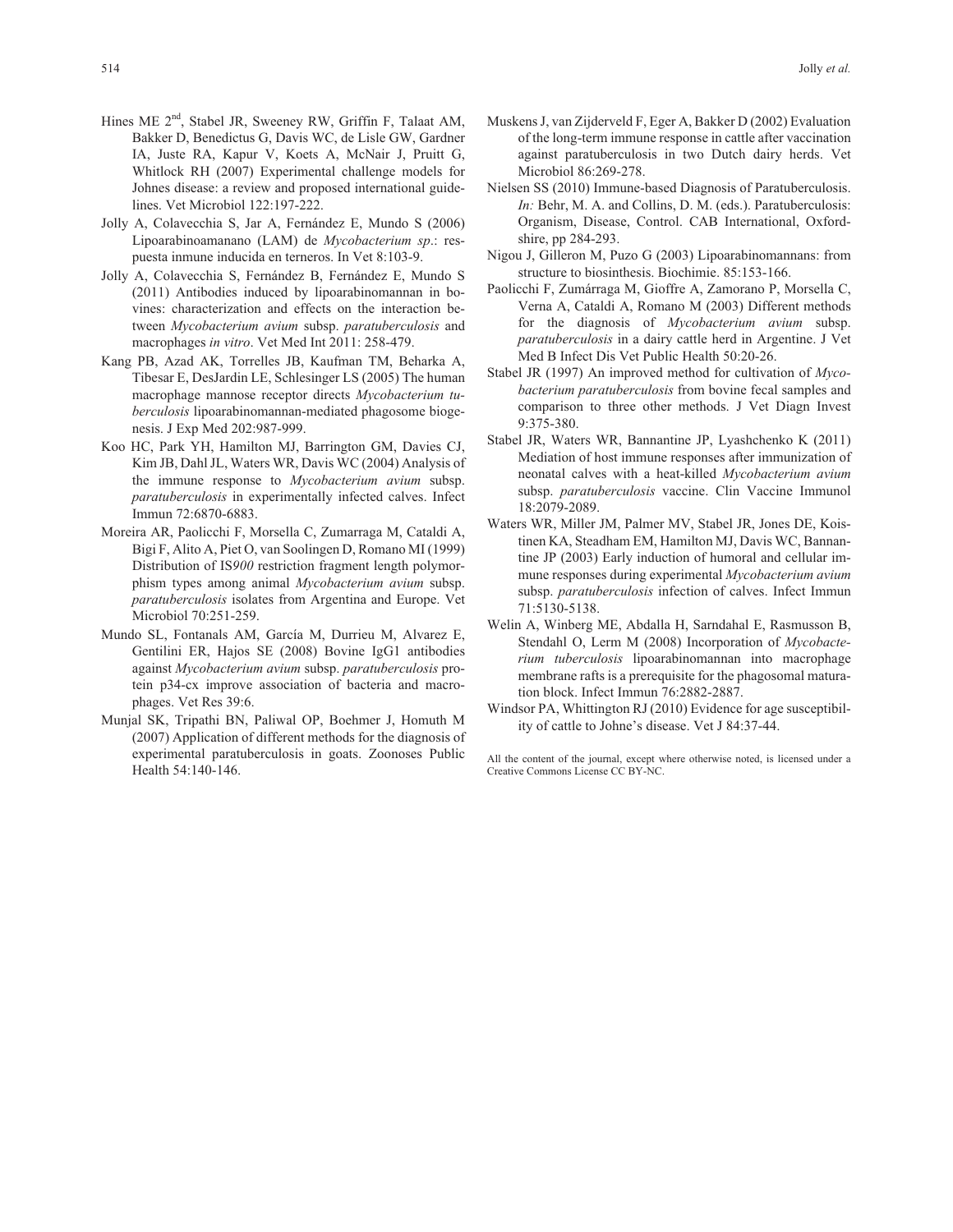Hines ME 2nd, Stabel JR, Sweeney RW, Griffin F, Talaat AM, Bakker D, Benedictus G, Davis WC, de Lisle GW, Gardner IA, Juste RA, Kapur V, Koets A, McNair J, Pruitt G, Whitlock RH (2007) Experimental challenge models for Johnes disease: a review and proposed international guidelines. Vet Microbiol 122:197-222.

Jolly A, Colavecchia S, Jar A, Fernández E, Mundo S (2006) Lipoarabinoamanano (LAM) de *Mycobacterium sp*.: respuesta inmune inducida en terneros. In Vet 8:103-9.

Jolly A, Colavecchia S, Fernández B, Fernández E, Mundo S (2011) Antibodies induced by lipoarabinomannan in bovines: characterization and effects on the interaction between *Mycobacterium avium* subsp. *paratuberculosis* and macrophages *in vitro*. Vet Med Int 2011: 258-479.

Kang PB, Azad AK, Torrelles JB, Kaufman TM, Beharka A, Tibesar E, DesJardin LE, Schlesinger LS (2005) The human macrophage mannose receptor directs *Mycobacterium tuberculosis* lipoarabinomannan-mediated phagosome biogenesis. J Exp Med 202:987-999.

Koo HC, Park YH, Hamilton MJ, Barrington GM, Davies CJ, Kim JB, Dahl JL, Waters WR, Davis WC (2004) Analysis of the immune response to *Mycobacterium avium* subsp. *paratuberculosis* in experimentally infected calves. Infect Immun 72:6870-6883.

Moreira AR, Paolicchi F, Morsella C, Zumarraga M, Cataldi A, Bigi F, Alito A, Piet O, van Soolingen D, Romano MI (1999) Distribution of IS*900* restriction fragment length polymorphism types among animal *Mycobacterium avium* subsp. *paratuberculosis* isolates from Argentina and Europe. Vet Microbiol 70:251-259.

Mundo SL, Fontanals AM, García M, Durrieu M, Alvarez E, Gentilini ER, Hajos SE (2008) Bovine IgG1 antibodies against *Mycobacterium avium* subsp. *paratuberculosis* protein p34-cx improve association of bacteria and macrophages. Vet Res 39:6.

Munjal SK, Tripathi BN, Paliwal OP, Boehmer J, Homuth M (2007) Application of different methods for the diagnosis of experimental paratuberculosis in goats. Zoonoses Public Health 54:140-146.

Muskens J, van Zijderveld F, Eger A, Bakker D (2002) Evaluation of the long-term immune response in cattle after vaccination against paratuberculosis in two Dutch dairy herds. Vet Microbiol 86:269-278.

Nielsen SS (2010) Immune-based Diagnosis of Paratuberculosis. *In:* Behr, M. A. and Collins, D. M. (eds.). Paratuberculosis: Organism, Disease, Control. CAB International, Oxfordshire, pp 284-293.

Nigou J, Gilleron M, Puzo G (2003) Lipoarabinomannans: from structure to biosinthesis. Biochimie. 85:153-166.

Paolicchi F, Zumárraga M, Gioffre A, Zamorano P, Morsella C, Verna A, Cataldi A, Romano M (2003) Different methods for the diagnosis of *Mycobacterium avium* subsp. *paratuberculosis* in a dairy cattle herd in Argentine. J Vet Med B Infect Dis Vet Public Health 50:20-26.

Stabel JR (1997) An improved method for cultivation of *Mycobacterium paratuberculosis* from bovine fecal samples and comparison to three other methods. J Vet Diagn Invest 9:375-380.

Stabel JR, Waters WR, Bannantine JP, Lyashchenko K (2011) Mediation of host immune responses after immunization of neonatal calves with a heat-killed *Mycobacterium avium* subsp. *paratuberculosis* vaccine. Clin Vaccine Immunol 18:2079-2089.

Waters WR, Miller JM, Palmer MV, Stabel JR, Jones DE, Koistinen KA, Steadham EM, Hamilton MJ, Davis WC, Bannantine JP (2003) Early induction of humoral and cellular immune responses during experimental *Mycobacterium avium* subsp. *paratuberculosis* infection of calves. Infect Immun 71:5130-5138.

Welin A, Winberg ME, Abdalla H, Sarndahal E, Rasmusson B, Stendahl O, Lerm M (2008) Incorporation of *Mycobacterium tuberculosis* lipoarabinomannan into macrophage membrane rafts is a prerequisite for the phagosomal maturation block. Infect Immun 76:2882-2887.

Windsor PA, Whittington RJ (2010) Evidence for age susceptibility of cattle to Johne's disease. Vet J 84:37-44.

All the content of the journal, except where otherwise noted, is licensed under a Creative Commons License CC BY-NC.